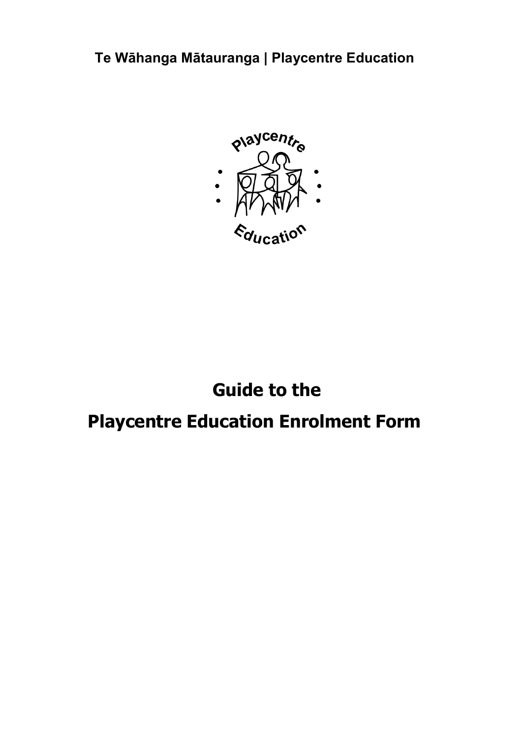**Te Wāhanga Mātauranga | Playcentre Education**

# Guide to the
# Playcentre Education Enrolment Form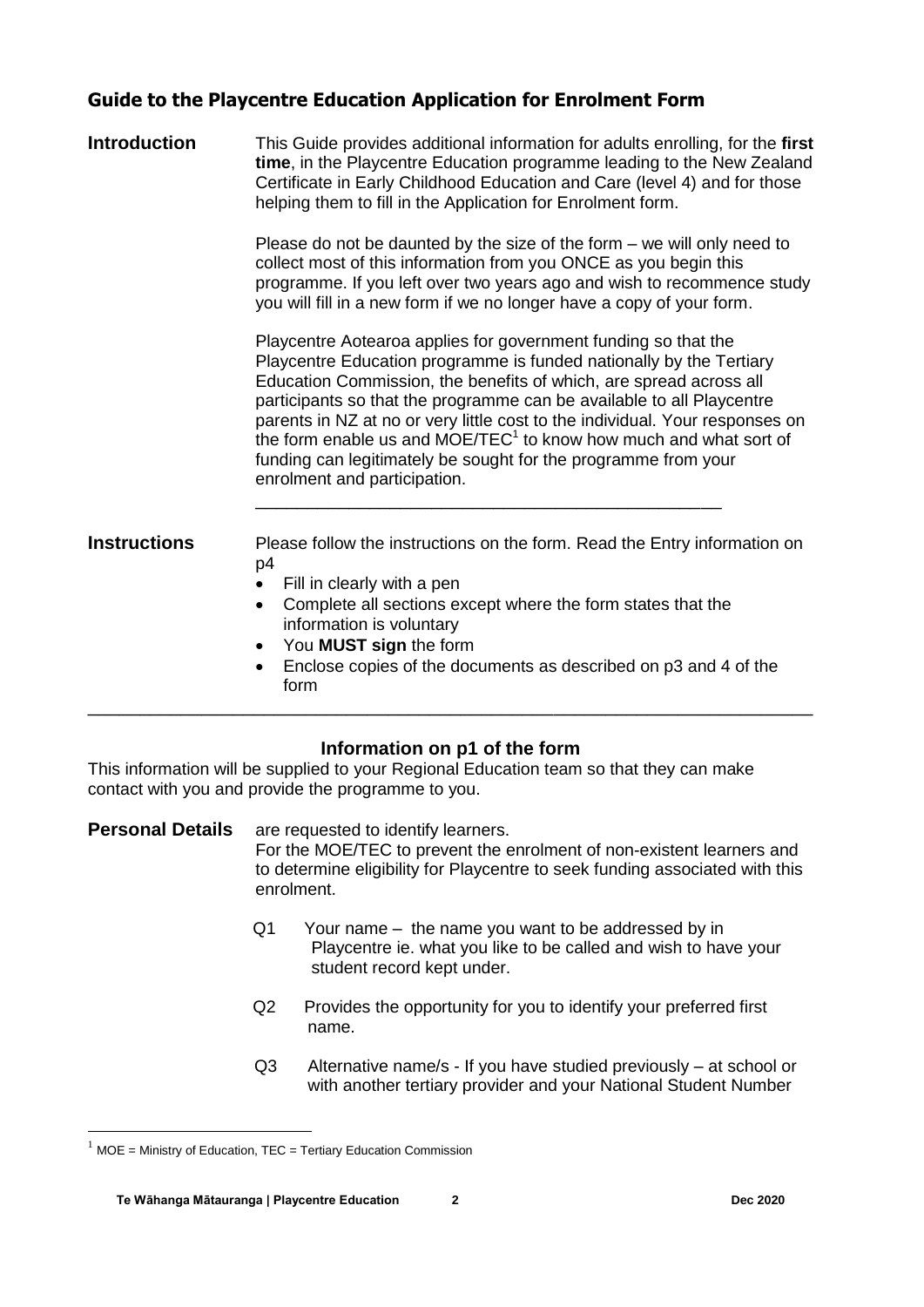## Guide to the Playcentre Education Application for Enrolment Form

**Introduction**

This Guide provides additional information for adults enrolling, for the **first time**, in the Playcentre Education programme leading to the New Zealand Certificate in Early Childhood Education and Care (level 4) and for those helping them to fill in the Application for Enrolment form.

Please do not be daunted by the size of the form – we will only need to collect most of this information from you ONCE as you begin this programme. If you left over two years ago and wish to recommence study you will fill in a new form if we no longer have a copy of your form.

Playcentre Aotearoa applies for government funding so that the Playcentre Education programme is funded nationally by the Tertiary Education Commission, the benefits of which, are spread across all participants so that the programme can be available to all Playcentre parents in NZ at no or very little cost to the individual. Your responses on the form enable us and MOE/TEC[1] to know how much and what sort of funding can legitimately be sought for the programme from your enrolment and participation.

---

**Instructions**

Please follow the instructions on the form. Read the Entry information on p4

- Fill in clearly with a pen
- Complete all sections except where the form states that the information is voluntary
- You **MUST sign** the form
- Enclose copies of the documents as described on p3 and 4 of the form

---

### Information on p1 of the form

This information will be supplied to your Regional Education team so that they can make contact with you and provide the programme to you.

**Personal Details** are requested to identify learners.
For the MOE/TEC to prevent the enrolment of non-existent learners and to determine eligibility for Playcentre to seek funding associated with this enrolment.

Q1 Your name – the name you want to be addressed by in Playcentre ie. what you like to be called and wish to have your student record kept under.

Q2 Provides the opportunity for you to identify your preferred first name.

Q3 Alternative name/s - If you have studied previously – at school or with another tertiary provider and your National Student Number

[1] MOE = Ministry of Education, TEC = Tertiary Education Commission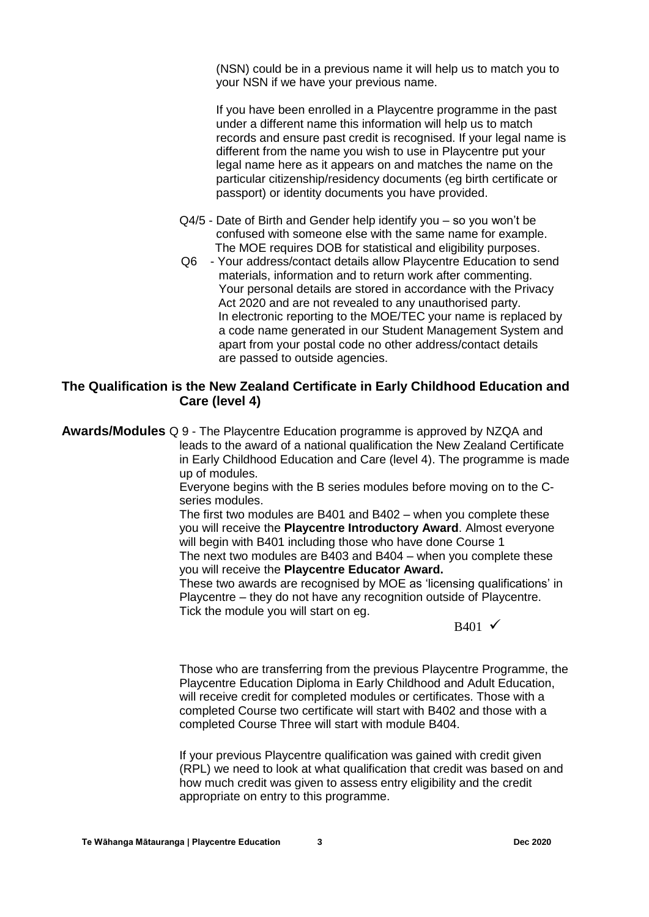(NSN) could be in a previous name it will help us to match you to your NSN if we have your previous name.

If you have been enrolled in a Playcentre programme in the past under a different name this information will help us to match records and ensure past credit is recognised. If your legal name is different from the name you wish to use in Playcentre put your legal name here as it appears on and matches the name on the particular citizenship/residency documents (eg birth certificate or passport) or identity documents you have provided.

Q4/5 - Date of Birth and Gender help identify you – so you won't be confused with someone else with the same name for example. The MOE requires DOB for statistical and eligibility purposes.

Q6 - Your address/contact details allow Playcentre Education to send materials, information and to return work after commenting. Your personal details are stored in accordance with the Privacy Act 2020 and are not revealed to any unauthorised party. In electronic reporting to the MOE/TEC your name is replaced by a code name generated in our Student Management System and apart from your postal code no other address/contact details are passed to outside agencies.

## The Qualification is the New Zealand Certificate in Early Childhood Education and Care (level 4)

**Awards/Modules** Q 9 - The Playcentre Education programme is approved by NZQA and leads to the award of a national qualification the New Zealand Certificate in Early Childhood Education and Care (level 4). The programme is made up of modules.

Everyone begins with the B series modules before moving on to the C-series modules.

The first two modules are B401 and B402 – when you complete these you will receive the **Playcentre Introductory Award**. Almost everyone will begin with B401 including those who have done Course 1

The next two modules are B403 and B404 – when you complete these you will receive the **Playcentre Educator Award.**

These two awards are recognised by MOE as 'licensing qualifications' in Playcentre – they do not have any recognition outside of Playcentre.

Tick the module you will start on eg.

B401 ✓

Those who are transferring from the previous Playcentre Programme, the Playcentre Education Diploma in Early Childhood and Adult Education, will receive credit for completed modules or certificates. Those with a completed Course two certificate will start with B402 and those with a completed Course Three will start with module B404.

If your previous Playcentre qualification was gained with credit given (RPL) we need to look at what qualification that credit was based on and how much credit was given to assess entry eligibility and the credit appropriate on entry to this programme.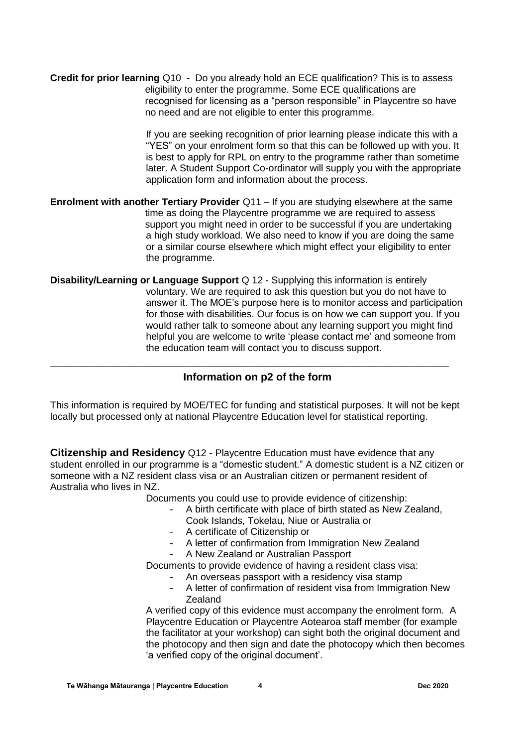**Credit for prior learning** Q10 - Do you already hold an ECE qualification? This is to assess eligibility to enter the programme. Some ECE qualifications are recognised for licensing as a "person responsible" in Playcentre so have no need and are not eligible to enter this programme.

If you are seeking recognition of prior learning please indicate this with a "YES" on your enrolment form so that this can be followed up with you. It is best to apply for RPL on entry to the programme rather than sometime later. A Student Support Co-ordinator will supply you with the appropriate application form and information about the process.

**Enrolment with another Tertiary Provider** Q11 – If you are studying elsewhere at the same time as doing the Playcentre programme we are required to assess support you might need in order to be successful if you are undertaking a high study workload. We also need to know if you are doing the same or a similar course elsewhere which might effect your eligibility to enter the programme.

**Disability/Learning or Language Support** Q 12 - Supplying this information is entirely voluntary. We are required to ask this question but you do not have to answer it. The MOE's purpose here is to monitor access and participation for those with disabilities. Our focus is on how we can support you. If you would rather talk to someone about any learning support you might find helpful you are welcome to write 'please contact me' and someone from the education team will contact you to discuss support.

---

## Information on p2 of the form

This information is required by MOE/TEC for funding and statistical purposes. It will not be kept locally but processed only at national Playcentre Education level for statistical reporting.

**Citizenship and Residency** Q12 - Playcentre Education must have evidence that any student enrolled in our programme is a "domestic student." A domestic student is a NZ citizen or someone with a NZ resident class visa or an Australian citizen or permanent resident of Australia who lives in NZ.

Documents you could use to provide evidence of citizenship:

- A birth certificate with place of birth stated as New Zealand, Cook Islands, Tokelau, Niue or Australia or
- A certificate of Citizenship or
- A letter of confirmation from Immigration New Zealand
- A New Zealand or Australian Passport

Documents to provide evidence of having a resident class visa:

- An overseas passport with a residency visa stamp
- A letter of confirmation of resident visa from Immigration New Zealand

A verified copy of this evidence must accompany the enrolment form. A Playcentre Education or Playcentre Aotearoa staff member (for example the facilitator at your workshop) can sight both the original document and the photocopy and then sign and date the photocopy which then becomes 'a verified copy of the original document'.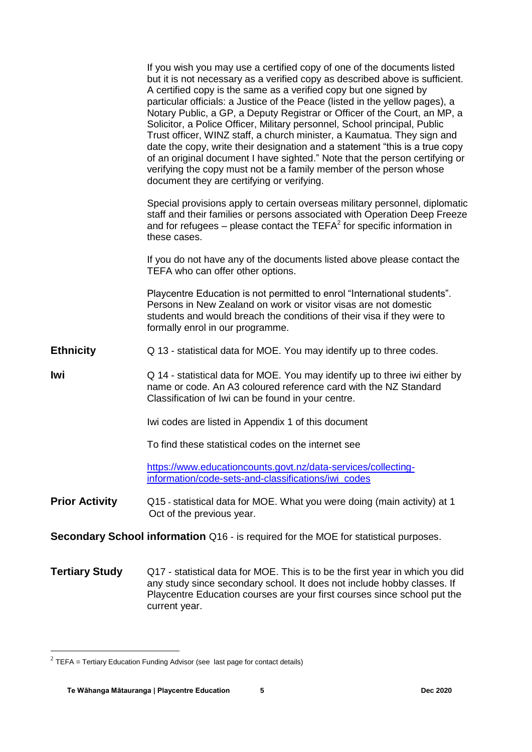If you wish you may use a certified copy of one of the documents listed but it is not necessary as a verified copy as described above is sufficient. A certified copy is the same as a verified copy but one signed by particular officials: a Justice of the Peace (listed in the yellow pages), a Notary Public, a GP, a Deputy Registrar or Officer of the Court, an MP, a Solicitor, a Police Officer, Military personnel, School principal, Public Trust officer, WINZ staff, a church minister, a Kaumatua. They sign and date the copy, write their designation and a statement "this is a true copy of an original document I have sighted." Note that the person certifying or verifying the copy must not be a family member of the person whose document they are certifying or verifying.

Special provisions apply to certain overseas military personnel, diplomatic staff and their families or persons associated with Operation Deep Freeze and for refugees – please contact the TEFA[2] for specific information in these cases.

If you do not have any of the documents listed above please contact the TEFA who can offer other options.

Playcentre Education is not permitted to enrol "International students". Persons in New Zealand on work or visitor visas are not domestic students and would breach the conditions of their visa if they were to formally enrol in our programme.

**Ethnicity**

Q 13 - statistical data for MOE. You may identify up to three codes.

**Iwi**

Q 14 - statistical data for MOE. You may identify up to three iwi either by name or code. An A3 coloured reference card with the NZ Standard Classification of Iwi can be found in your centre.

Iwi codes are listed in Appendix 1 of this document

To find these statistical codes on the internet see

https://www.educationcounts.govt.nz/data-services/collecting-information/code-sets-and-classifications/iwi_codes

**Prior Activity**

Q15 - statistical data for MOE. What you were doing (main activity) at 1 Oct of the previous year.

**Secondary School information** Q16 - is required for the MOE for statistical purposes.

**Tertiary Study**

Q17 - statistical data for MOE. This is to be the first year in which you did any study since secondary school. It does not include hobby classes. If Playcentre Education courses are your first courses since school put the current year.

---

[2] TEFA = Tertiary Education Funding Advisor (see last page for contact details)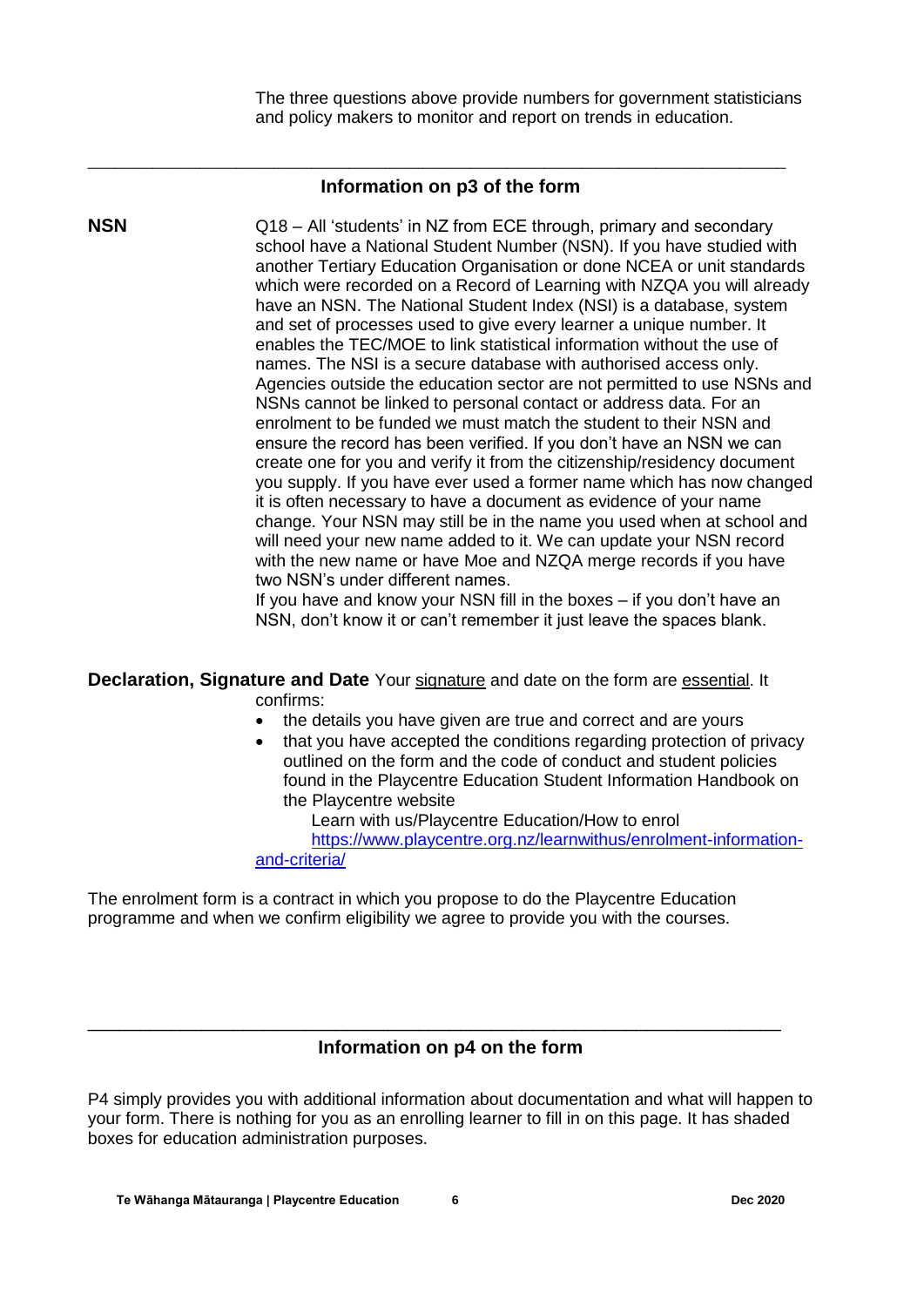The three questions above provide numbers for government statisticians and policy makers to monitor and report on trends in education.

---

## Information on p3 of the form

**NSN**

Q18 – All 'students' in NZ from ECE through, primary and secondary school have a National Student Number (NSN). If you have studied with another Tertiary Education Organisation or done NCEA or unit standards which were recorded on a Record of Learning with NZQA you will already have an NSN. The National Student Index (NSI) is a database, system and set of processes used to give every learner a unique number. It enables the TEC/MOE to link statistical information without the use of names. The NSI is a secure database with authorised access only. Agencies outside the education sector are not permitted to use NSNs and NSNs cannot be linked to personal contact or address data. For an enrolment to be funded we must match the student to their NSN and ensure the record has been verified. If you don't have an NSN we can create one for you and verify it from the citizenship/residency document you supply. If you have ever used a former name which has now changed it is often necessary to have a document as evidence of your name change. Your NSN may still be in the name you used when at school and will need your new name added to it. We can update your NSN record with the new name or have Moe and NZQA merge records if you have two NSN's under different names.

If you have and know your NSN fill in the boxes – if you don't have an NSN, don't know it or can't remember it just leave the spaces blank.

**Declaration, Signature and Date** Your signature and date on the form are essential. It confirms:

- the details you have given are true and correct and are yours
- that you have accepted the conditions regarding protection of privacy outlined on the form and the code of conduct and student policies found in the Playcentre Education Student Information Handbook on the Playcentre website

  Learn with us/Playcentre Education/How to enrol
  https://www.playcentre.org.nz/learnwithus/enrolment-information-and-criteria/

The enrolment form is a contract in which you propose to do the Playcentre Education programme and when we confirm eligibility we agree to provide you with the courses.

---

## Information on p4 on the form

P4 simply provides you with additional information about documentation and what will happen to your form. There is nothing for you as an enrolling learner to fill in on this page. It has shaded boxes for education administration purposes.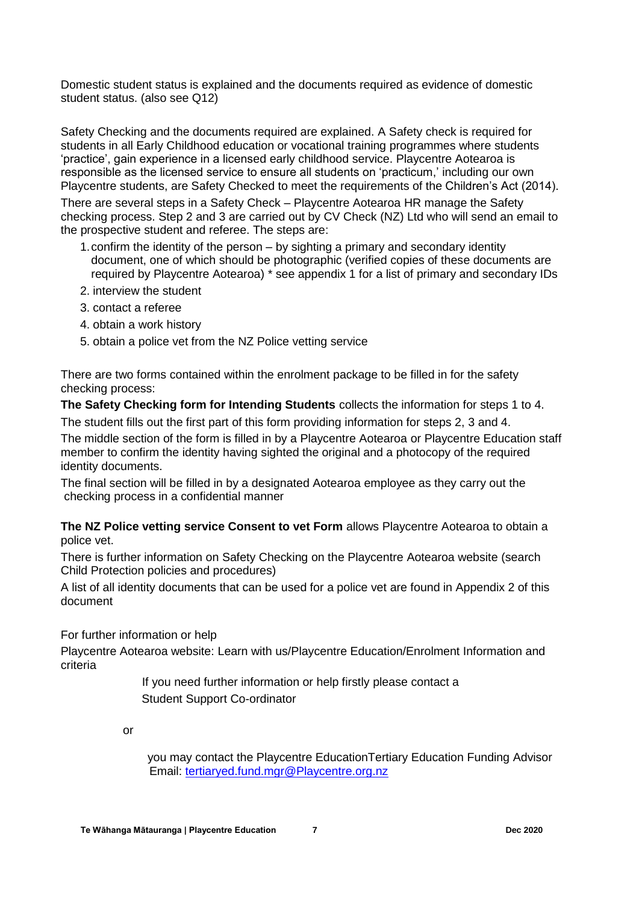Domestic student status is explained and the documents required as evidence of domestic student status. (also see Q12)

Safety Checking and the documents required are explained. A Safety check is required for students in all Early Childhood education or vocational training programmes where students 'practice', gain experience in a licensed early childhood service. Playcentre Aotearoa is responsible as the licensed service to ensure all students on 'practicum,' including our own Playcentre students, are Safety Checked to meet the requirements of the Children's Act (2014).

There are several steps in a Safety Check – Playcentre Aotearoa HR manage the Safety checking process. Step 2 and 3 are carried out by CV Check (NZ) Ltd who will send an email to the prospective student and referee. The steps are:

1. confirm the identity of the person – by sighting a primary and secondary identity document, one of which should be photographic (verified copies of these documents are required by Playcentre Aotearoa) * see appendix 1 for a list of primary and secondary IDs
2. interview the student
3. contact a referee
4. obtain a work history
5. obtain a police vet from the NZ Police vetting service

There are two forms contained within the enrolment package to be filled in for the safety checking process:

**The Safety Checking form for Intending Students** collects the information for steps 1 to 4.

The student fills out the first part of this form providing information for steps 2, 3 and 4.

The middle section of the form is filled in by a Playcentre Aotearoa or Playcentre Education staff member to confirm the identity having sighted the original and a photocopy of the required identity documents.

The final section will be filled in by a designated Aotearoa employee as they carry out the checking process in a confidential manner

**The NZ Police vetting service Consent to vet Form** allows Playcentre Aotearoa to obtain a police vet.

There is further information on Safety Checking on the Playcentre Aotearoa website (search Child Protection policies and procedures)

A list of all identity documents that can be used for a police vet are found in Appendix 2 of this document

For further information or help

Playcentre Aotearoa website: Learn with us/Playcentre Education/Enrolment Information and criteria

If you need further information or help firstly please contact a Student Support Co-ordinator

or

you may contact the Playcentre EducationTertiary Education Funding Advisor
Email: tertiaryed.fund.mgr@Playcentre.org.nz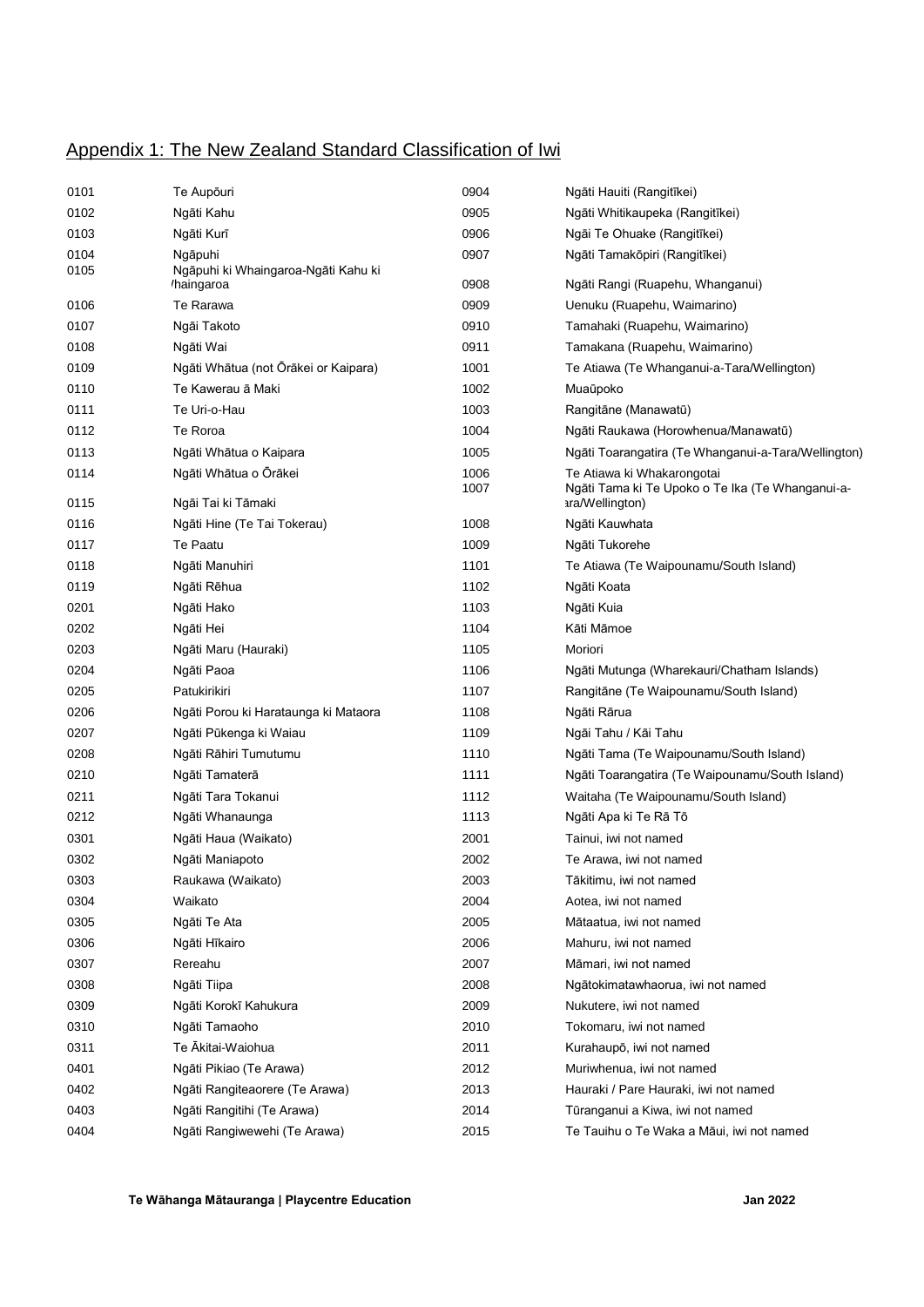## Appendix 1: The New Zealand Standard Classification of Iwi

| Code | Iwi |
|---|---|
| 0101 | Te Aupōuri |
| 0102 | Ngāti Kahu |
| 0103 | Ngāti Kurī |
| 0104 | Ngāpuhi |
| 0105 | Ngāpuhi ki Whaingaroa-Ngāti Kahu ki Whaingaroa |
| 0106 | Te Rarawa |
| 0107 | Ngāi Takoto |
| 0108 | Ngāti Wai |
| 0109 | Ngāti Whātua (not Ōrākei or Kaipara) |
| 0110 | Te Kawerau ā Maki |
| 0111 | Te Uri-o-Hau |
| 0112 | Te Roroa |
| 0113 | Ngāti Whātua o Kaipara |
| 0114 | Ngāti Whātua o Ōrākei |
| 0115 | Ngāi Tai ki Tāmaki |
| 0116 | Ngāti Hine (Te Tai Tokerau) |
| 0117 | Te Paatu |
| 0118 | Ngāti Manuhiri |
| 0119 | Ngāti Rēhua |
| 0201 | Ngāti Hako |
| 0202 | Ngāti Hei |
| 0203 | Ngāti Maru (Hauraki) |
| 0204 | Ngāti Paoa |
| 0205 | Patukirikiri |
| 0206 | Ngāti Porou ki Harataunga ki Mataora |
| 0207 | Ngāti Pūkenga ki Waiau |
| 0208 | Ngāti Rāhiri Tumutumu |
| 0210 | Ngāti Tamaterā |
| 0211 | Ngāti Tara Tokanui |
| 0212 | Ngāti Whanaunga |
| 0301 | Ngāti Haua (Waikato) |
| 0302 | Ngāti Maniapoto |
| 0303 | Raukawa (Waikato) |
| 0304 | Waikato |
| 0305 | Ngāti Te Ata |
| 0306 | Ngāti Hīkairo |
| 0307 | Rereahu |
| 0308 | Ngāti Tiipa |
| 0309 | Ngāti Korokī Kahukura |
| 0310 | Ngāti Tamaoho |
| 0311 | Te Ākitai-Waiohua |
| 0401 | Ngāti Pikiao (Te Arawa) |
| 0402 | Ngāti Rangiteaorere (Te Arawa) |
| 0403 | Ngāti Rangitihi (Te Arawa) |
| 0404 | Ngāti Rangiwewehi (Te Arawa) |
| 0904 | Ngāti Hauiti (Rangitīkei) |
| 0905 | Ngāti Whitikaupeka (Rangitīkei) |
| 0906 | Ngāi Te Ohuake (Rangitīkei) |
| 0907 | Ngāti Tamakōpiri (Rangitīkei) |
| 0908 | Ngāti Rangi (Ruapehu, Whanganui) |
| 0909 | Uenuku (Ruapehu, Waimarino) |
| 0910 | Tamahaki (Ruapehu, Waimarino) |
| 0911 | Tamakana (Ruapehu, Waimarino) |
| 1001 | Te Atiawa (Te Whanganui-a-Tara/Wellington) |
| 1002 | Muaūpoko |
| 1003 | Rangitāne (Manawatū) |
| 1004 | Ngāti Raukawa (Horowhenua/Manawatū) |
| 1005 | Ngāti Toarangatira (Te Whanganui-a-Tara/Wellington) |
| 1006 | Te Atiawa ki Whakarongotai |
| 1007 | Ngāti Tama ki Te Upoko o Te Ika (Te Whanganui-a-Tara/Wellington) |
| 1008 | Ngāti Kauwhata |
| 1009 | Ngāti Tukorehe |
| 1101 | Te Atiawa (Te Waipounamu/South Island) |
| 1102 | Ngāti Koata |
| 1103 | Ngāti Kuia |
| 1104 | Kāti Māmoe |
| 1105 | Moriori |
| 1106 | Ngāti Mutunga (Wharekauri/Chatham Islands) |
| 1107 | Rangitāne (Te Waipounamu/South Island) |
| 1108 | Ngāti Rārua |
| 1109 | Ngāi Tahu / Kāi Tahu |
| 1110 | Ngāti Tama (Te Waipounamu/South Island) |
| 1111 | Ngāti Toarangatira (Te Waipounamu/South Island) |
| 1112 | Waitaha (Te Waipounamu/South Island) |
| 1113 | Ngāti Apa ki Te Rā Tō |
| 2001 | Tainui, iwi not named |
| 2002 | Te Arawa, iwi not named |
| 2003 | Tākitimu, iwi not named |
| 2004 | Aotea, iwi not named |
| 2005 | Mātaatua, iwi not named |
| 2006 | Mahuru, iwi not named |
| 2007 | Māmari, iwi not named |
| 2008 | Ngātokimatawhaorua, iwi not named |
| 2009 | Nukutere, iwi not named |
| 2010 | Tokomaru, iwi not named |
| 2011 | Kurahaupō, iwi not named |
| 2012 | Muriwhenua, iwi not named |
| 2013 | Hauraki / Pare Hauraki, iwi not named |
| 2014 | Tūranganui a Kiwa, iwi not named |
| 2015 | Te Tauihu o Te Waka a Māui, iwi not named |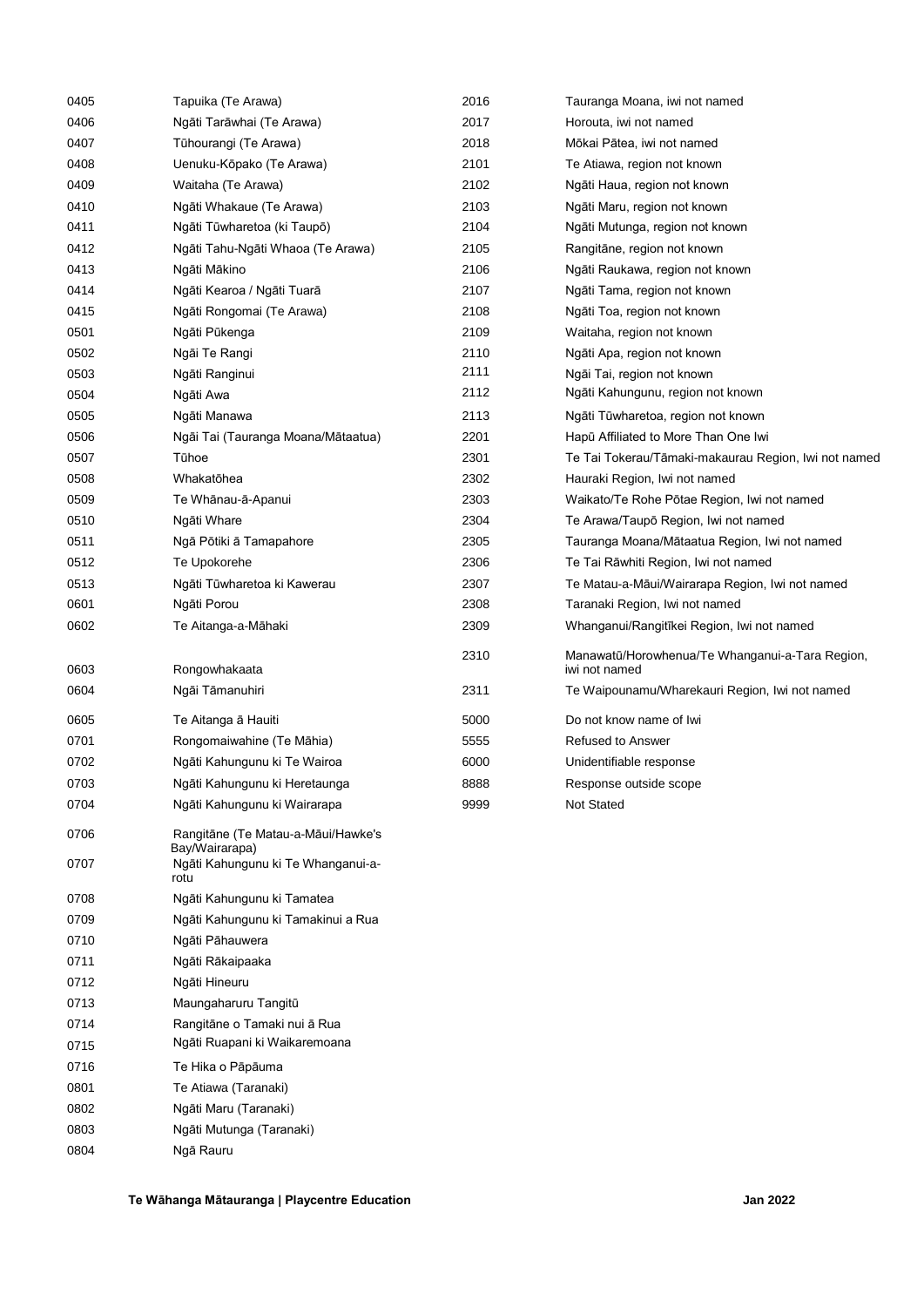| Code | Iwi |
|---|---|
| 0405 | Tapuika (Te Arawa) |
| 0406 | Ngāti Tarāwhai (Te Arawa) |
| 0407 | Tūhourangi (Te Arawa) |
| 0408 | Uenuku-Kōpako (Te Arawa) |
| 0409 | Waitaha (Te Arawa) |
| 0410 | Ngāti Whakaue (Te Arawa) |
| 0411 | Ngāti Tūwharetoa (ki Taupō) |
| 0412 | Ngāti Tahu-Ngāti Whaoa (Te Arawa) |
| 0413 | Ngāti Mākino |
| 0414 | Ngāti Kearoa / Ngāti Tuarā |
| 0415 | Ngāti Rongomai (Te Arawa) |
| 0501 | Ngāti Pūkenga |
| 0502 | Ngāi Te Rangi |
| 0503 | Ngāti Ranginui |
| 0504 | Ngāti Awa |
| 0505 | Ngāti Manawa |
| 0506 | Ngāi Tai (Tauranga Moana/Mātaatua) |
| 0507 | Tūhoe |
| 0508 | Whakatōhea |
| 0509 | Te Whānau-ā-Apanui |
| 0510 | Ngāti Whare |
| 0511 | Ngā Pōtiki ā Tamapahore |
| 0512 | Te Upokorehe |
| 0513 | Ngāti Tūwharetoa ki Kawerau |
| 0601 | Ngāti Porou |
| 0602 | Te Aitanga-a-Māhaki |
| 0603 | Rongowhakaata |
| 0604 | Ngāi Tāmanuhiri |
| 0605 | Te Aitanga ā Hauiti |
| 0701 | Rongomaiwahine (Te Māhia) |
| 0702 | Ngāti Kahungunu ki Te Wairoa |
| 0703 | Ngāti Kahungunu ki Heretaunga |
| 0704 | Ngāti Kahungunu ki Wairarapa |
| 0706 | Rangitāne (Te Matau-a-Māui/Hawke's Bay/Wairarapa) |
| 0707 | Ngāti Kahungunu ki Te Whanganui-a-rotu |
| 0708 | Ngāti Kahungunu ki Tamatea |
| 0709 | Ngāti Kahungunu ki Tamakinui a Rua |
| 0710 | Ngāti Pāhauwera |
| 0711 | Ngāti Rākaipaaka |
| 0712 | Ngāti Hineuru |
| 0713 | Maungaharuru Tangitū |
| 0714 | Rangitāne o Tamaki nui ā Rua |
| 0715 | Ngāti Ruapani ki Waikaremoana |
| 0716 | Te Hika o Pāpāuma |
| 0801 | Te Atiawa (Taranaki) |
| 0802 | Ngāti Maru (Taranaki) |
| 0803 | Ngāti Mutunga (Taranaki) |
| 0804 | Ngā Rauru |
| 2016 | Tauranga Moana, iwi not named |
| 2017 | Horouta, iwi not named |
| 2018 | Mōkai Pātea, iwi not named |
| 2101 | Te Atiawa, region not known |
| 2102 | Ngāti Haua, region not known |
| 2103 | Ngāti Maru, region not known |
| 2104 | Ngāti Mutunga, region not known |
| 2105 | Rangitāne, region not known |
| 2106 | Ngāti Raukawa, region not known |
| 2107 | Ngāti Tama, region not known |
| 2108 | Ngāti Toa, region not known |
| 2109 | Waitaha, region not known |
| 2110 | Ngāti Apa, region not known |
| 2111 | Ngāi Tai, region not known |
| 2112 | Ngāti Kahungunu, region not known |
| 2113 | Ngāti Tūwharetoa, region not known |
| 2201 | Hapū Affiliated to More Than One Iwi |
| 2301 | Te Tai Tokerau/Tāmaki-makaurau Region, Iwi not named |
| 2302 | Hauraki Region, Iwi not named |
| 2303 | Waikato/Te Rohe Pōtae Region, Iwi not named |
| 2304 | Te Arawa/Taupō Region, Iwi not named |
| 2305 | Tauranga Moana/Mātaatua Region, Iwi not named |
| 2306 | Te Tai Rāwhiti Region, Iwi not named |
| 2307 | Te Matau-a-Māui/Wairarapa Region, Iwi not named |
| 2308 | Taranaki Region, Iwi not named |
| 2309 | Whanganui/Rangitīkei Region, Iwi not named |
| 2310 | Manawatū/Horowhenua/Te Whanganui-a-Tara Region, iwi not named |
| 2311 | Te Waipounamu/Wharekauri Region, Iwi not named |
| 5000 | Do not know name of Iwi |
| 5555 | Refused to Answer |
| 6000 | Unidentifiable response |
| 8888 | Response outside scope |
| 9999 | Not Stated |

Te Wāhanga Mātauranga | Playcentre Education — Jan 2022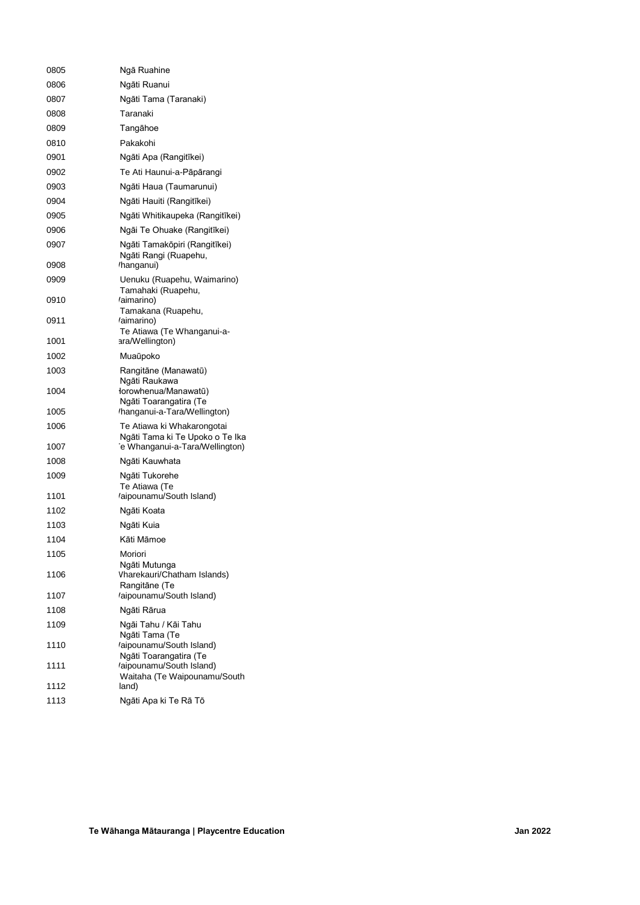| | |
|---|---|
| 0805 | Ngā Ruahine |
| 0806 | Ngāti Ruanui |
| 0807 | Ngāti Tama (Taranaki) |
| 0808 | Taranaki |
| 0809 | Tangāhoe |
| 0810 | Pakakohi |
| 0901 | Ngāti Apa (Rangitīkei) |
| 0902 | Te Ati Haunui-a-Pāpārangi |
| 0903 | Ngāti Haua (Taumarunui) |
| 0904 | Ngāti Hauiti (Rangitīkei) |
| 0905 | Ngāti Whitikaupeka (Rangitīkei) |
| 0906 | Ngāi Te Ohuake (Rangitīkei) |
| 0907 | Ngāti Tamakōpiri (Rangitīkei) |
| 0908 | Ngāti Rangi (Ruapehu, 'hanganui) |
| 0909 | Uenuku (Ruapehu, Waimarino) |
| 0910 | Tamahaki (Ruapehu, 'aimarino) |
| 0911 | Tamakana (Ruapehu, 'aimarino) |
| 1001 | Te Atiawa (Te Whanganui-a-ara/Wellington) |
| 1002 | Muaūpoko |
| 1003 | Rangitāne (Manawatū) |
| 1004 | Ngāti Raukawa lorowhenua/Manawatū) |
| 1005 | Ngāti Toarangatira (Te 'hanganui-a-Tara/Wellington) |
| 1006 | Te Atiawa ki Whakarongotai |
| 1007 | Ngāti Tama ki Te Upoko o Te Ika 'e Whanganui-a-Tara/Wellington) |
| 1008 | Ngāti Kauwhata |
| 1009 | Ngāti Tukorehe |
| 1101 | Te Atiawa (Te 'aipounamu/South Island) |
| 1102 | Ngāti Koata |
| 1103 | Ngāti Kuia |
| 1104 | Kāti Māmoe |
| 1105 | Moriori |
| 1106 | Ngāti Mutunga Vharekauri/Chatham Islands) |
| 1107 | Rangitāne (Te 'aipounamu/South Island) |
| 1108 | Ngāti Rārua |
| 1109 | Ngāi Tahu / Kāi Tahu |
| 1110 | Ngāti Tama (Te 'aipounamu/South Island) |
| 1111 | Ngāti Toarangatira (Te 'aipounamu/South Island) |
| 1112 | Waitaha (Te Waipounamu/South land) |
| 1113 | Ngāti Apa ki Te Rā Tō |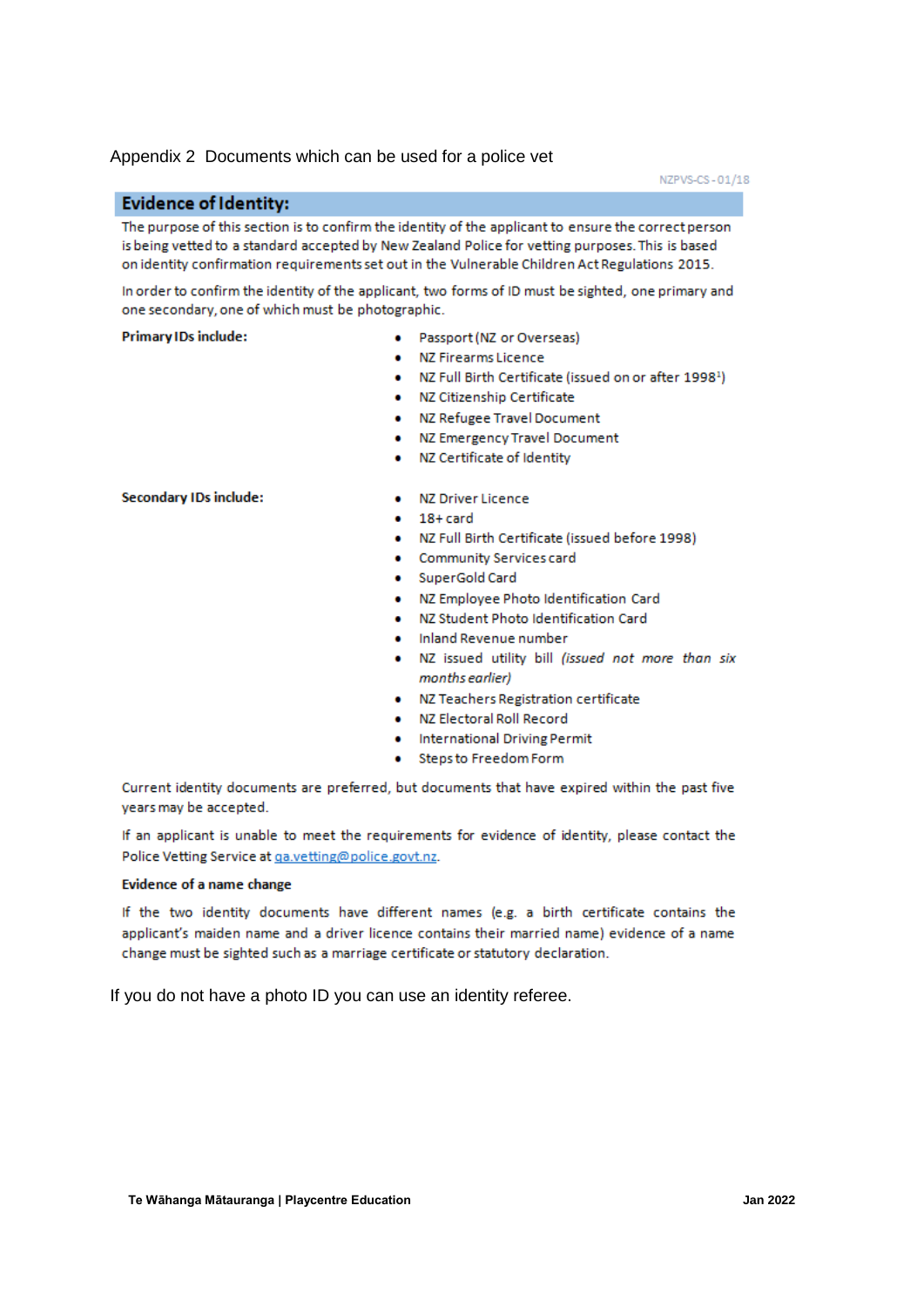Appendix 2 Documents which can be used for a police vet

NZPVS-CS-01/18

## Evidence of Identity:

The purpose of this section is to confirm the identity of the applicant to ensure the correct person is being vetted to a standard accepted by New Zealand Police for vetting purposes. This is based on identity confirmation requirements set out in the Vulnerable Children Act Regulations 2015.

In order to confirm the identity of the applicant, two forms of ID must be sighted, one primary and one secondary, one of which must be photographic.

**Primary IDs include:**

- Passport (NZ or Overseas)
- NZ Firearms Licence
- NZ Full Birth Certificate (issued on or after 1998[1])
- NZ Citizenship Certificate
- NZ Refugee Travel Document
- NZ Emergency Travel Document
- NZ Certificate of Identity

**Secondary IDs include:**

- NZ Driver Licence
- 18+ card
- NZ Full Birth Certificate (issued before 1998)
- Community Services card
- SuperGold Card
- NZ Employee Photo Identification Card
- NZ Student Photo Identification Card
- Inland Revenue number
- NZ issued utility bill *(issued not more than six months earlier)*
- NZ Teachers Registration certificate
- NZ Electoral Roll Record
- International Driving Permit
- Steps to Freedom Form

Current identity documents are preferred, but documents that have expired within the past five years may be accepted.

If an applicant is unable to meet the requirements for evidence of identity, please contact the Police Vetting Service at qa.vetting@police.govt.nz.

**Evidence of a name change**

If the two identity documents have different names (e.g. a birth certificate contains the applicant's maiden name and a driver licence contains their married name) evidence of a name change must be sighted such as a marriage certificate or statutory declaration.

If you do not have a photo ID you can use an identity referee.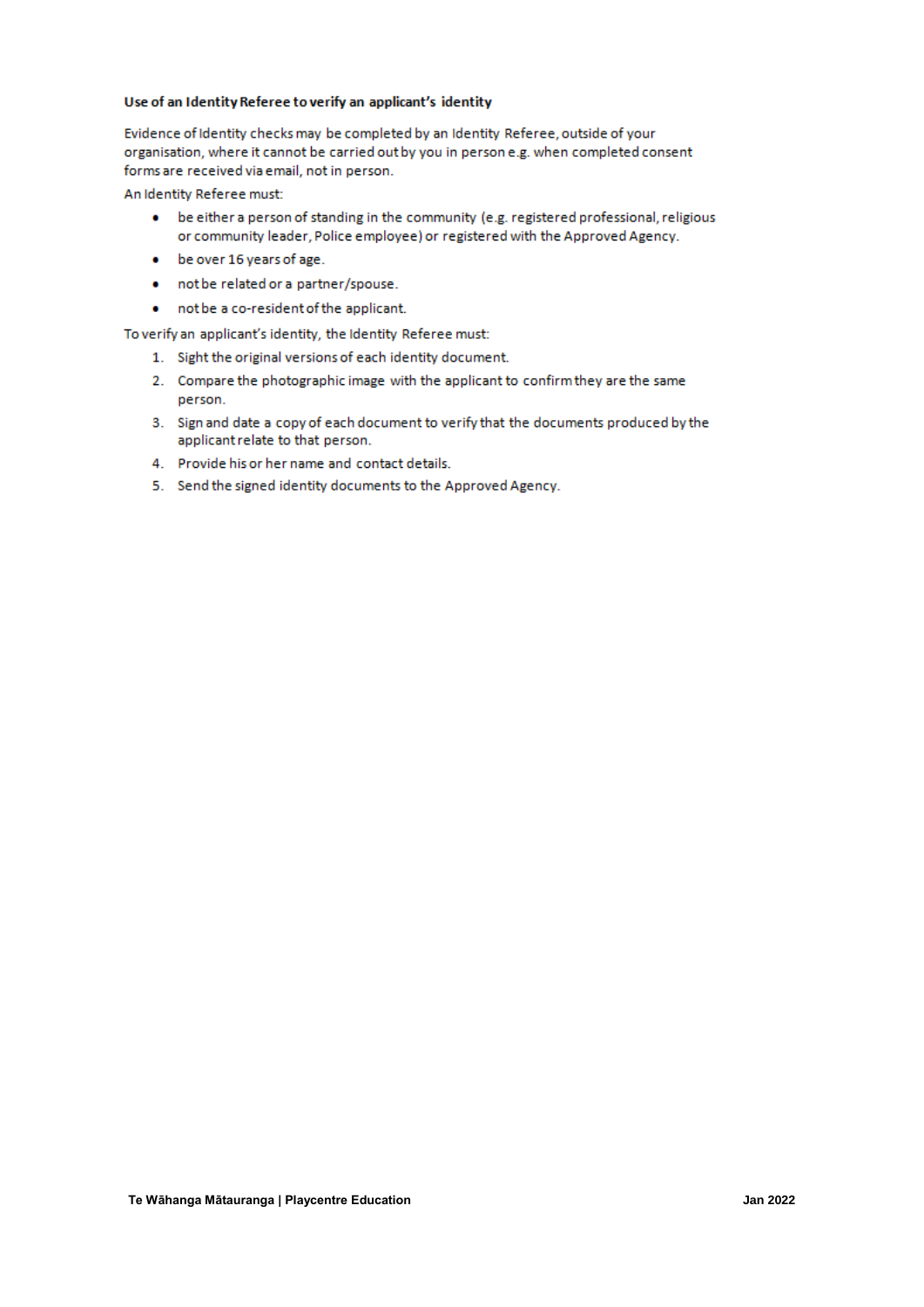**Use of an Identity Referee to verify an applicant's identity**

Evidence of Identity checks may be completed by an Identity Referee, outside of your organisation, where it cannot be carried out by you in person e.g. when completed consent forms are received via email, not in person.

An Identity Referee must:

- be either a person of standing in the community (e.g. registered professional, religious or community leader, Police employee) or registered with the Approved Agency.
- be over 16 years of age.
- not be related or a partner/spouse.
- not be a co-resident of the applicant.

To verify an applicant's identity, the Identity Referee must:

1. Sight the original versions of each identity document.
2. Compare the photographic image with the applicant to confirm they are the same person.
3. Sign and date a copy of each document to verify that the documents produced by the applicant relate to that person.
4. Provide his or her name and contact details.
5. Send the signed identity documents to the Approved Agency.